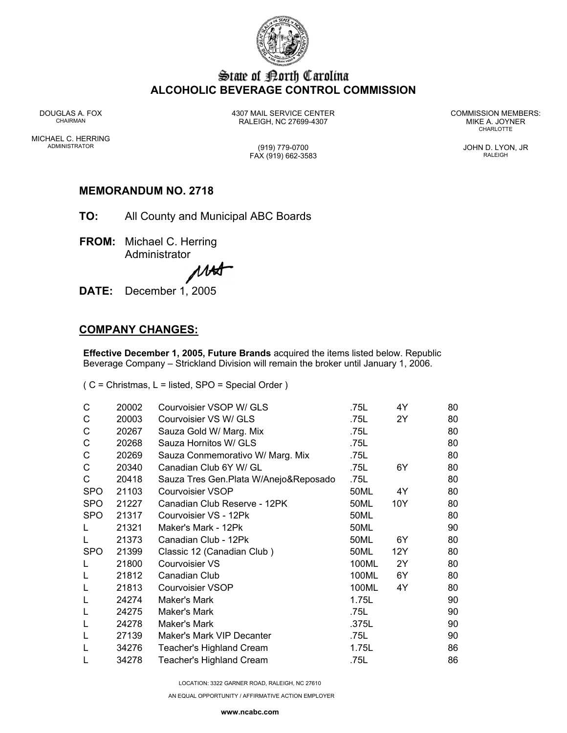# State of North Carolina
## ALCOHOLIC BEVERAGE CONTROL COMMISSION

DOUGLAS A. FOX
CHAIRMAN

MICHAEL C. HERRING
ADMINISTRATOR

4307 MAIL SERVICE CENTER
RALEIGH, NC 27699-4307

(919) 779-0700
FAX (919) 662-3583

COMMISSION MEMBERS:
MIKE A. JOYNER
CHARLOTTE

JOHN D. LYON, JR
RALEIGH

### MEMORANDUM NO. 2718

**TO:** All County and Municipal ABC Boards

**FROM:** Michael C. Herring
Administrator

**DATE:** December 1, 2005

### COMPANY CHANGES:

**Effective December 1, 2005, Future Brands** acquired the items listed below. Republic Beverage Company – Strickland Division will remain the broker until January 1, 2006.

( C = Christmas, L = listed, SPO = Special Order )

| | | | | | |
|---|---|---|---|---|---|
| C | 20002 | Courvoisier VSOP W/ GLS | .75L | 4Y | 80 |
| C | 20003 | Courvoisier VS W/ GLS | .75L | 2Y | 80 |
| C | 20267 | Sauza Gold W/ Marg. Mix | .75L | | 80 |
| C | 20268 | Sauza Hornitos W/ GLS | .75L | | 80 |
| C | 20269 | Sauza Conmemorativo W/ Marg. Mix | .75L | | 80 |
| C | 20340 | Canadian Club 6Y W/ GL | .75L | 6Y | 80 |
| C | 20418 | Sauza Tres Gen.Plata W/Anejo&Reposado | .75L | | 80 |
| SPO | 21103 | Courvoisier VSOP | 50ML | 4Y | 80 |
| SPO | 21227 | Canadian Club Reserve - 12PK | 50ML | 10Y | 80 |
| SPO | 21317 | Courvoisier VS - 12Pk | 50ML | | 80 |
| L | 21321 | Maker's Mark - 12Pk | 50ML | | 90 |
| L | 21373 | Canadian Club - 12Pk | 50ML | 6Y | 80 |
| SPO | 21399 | Classic 12 (Canadian Club ) | 50ML | 12Y | 80 |
| L | 21800 | Courvoisier VS | 100ML | 2Y | 80 |
| L | 21812 | Canadian Club | 100ML | 6Y | 80 |
| L | 21813 | Courvoisier VSOP | 100ML | 4Y | 80 |
| L | 24274 | Maker's Mark | 1.75L | | 90 |
| L | 24275 | Maker's Mark | .75L | | 90 |
| L | 24278 | Maker's Mark | .375L | | 90 |
| L | 27139 | Maker's Mark VIP Decanter | .75L | | 90 |
| L | 34276 | Teacher's Highland Cream | 1.75L | | 86 |
| L | 34278 | Teacher's Highland Cream | .75L | | 86 |

LOCATION: 3322 GARNER ROAD, RALEIGH, NC 27610

AN EQUAL OPPORTUNITY / AFFIRMATIVE ACTION EMPLOYER

www.ncabc.com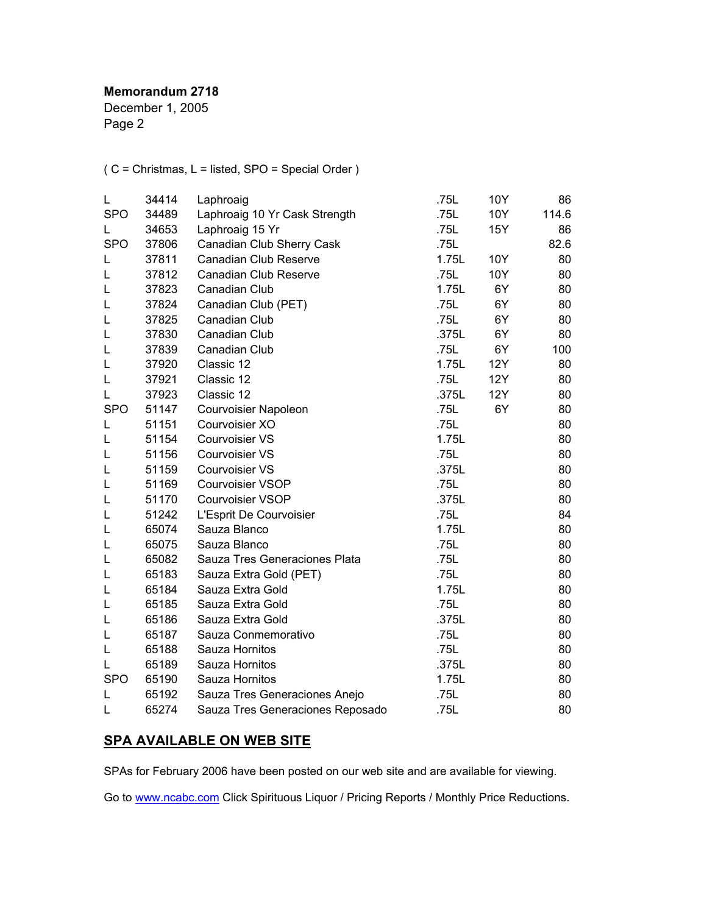**Memorandum 2718**
December 1, 2005
Page 2

( C = Christmas, L = listed, SPO = Special Order )

| | | | | | |
|---|---|---|---|---|---|
| L | 34414 | Laphroaig | .75L | 10Y | 86 |
| SPO | 34489 | Laphroaig 10 Yr Cask Strength | .75L | 10Y | 114.6 |
| L | 34653 | Laphroaig 15 Yr | .75L | 15Y | 86 |
| SPO | 37806 | Canadian Club Sherry Cask | .75L | | 82.6 |
| L | 37811 | Canadian Club Reserve | 1.75L | 10Y | 80 |
| L | 37812 | Canadian Club Reserve | .75L | 10Y | 80 |
| L | 37823 | Canadian Club | 1.75L | 6Y | 80 |
| L | 37824 | Canadian Club (PET) | .75L | 6Y | 80 |
| L | 37825 | Canadian Club | .75L | 6Y | 80 |
| L | 37830 | Canadian Club | .375L | 6Y | 80 |
| L | 37839 | Canadian Club | .75L | 6Y | 100 |
| L | 37920 | Classic 12 | 1.75L | 12Y | 80 |
| L | 37921 | Classic 12 | .75L | 12Y | 80 |
| L | 37923 | Classic 12 | .375L | 12Y | 80 |
| SPO | 51147 | Courvoisier Napoleon | .75L | 6Y | 80 |
| L | 51151 | Courvoisier XO | .75L | | 80 |
| L | 51154 | Courvoisier VS | 1.75L | | 80 |
| L | 51156 | Courvoisier VS | .75L | | 80 |
| L | 51159 | Courvoisier VS | .375L | | 80 |
| L | 51169 | Courvoisier VSOP | .75L | | 80 |
| L | 51170 | Courvoisier VSOP | .375L | | 80 |
| L | 51242 | L'Esprit De Courvoisier | .75L | | 84 |
| L | 65074 | Sauza Blanco | 1.75L | | 80 |
| L | 65075 | Sauza Blanco | .75L | | 80 |
| L | 65082 | Sauza Tres Generaciones Plata | .75L | | 80 |
| L | 65183 | Sauza Extra Gold (PET) | .75L | | 80 |
| L | 65184 | Sauza Extra Gold | 1.75L | | 80 |
| L | 65185 | Sauza Extra Gold | .75L | | 80 |
| L | 65186 | Sauza Extra Gold | .375L | | 80 |
| L | 65187 | Sauza Conmemorativo | .75L | | 80 |
| L | 65188 | Sauza Hornitos | .75L | | 80 |
| L | 65189 | Sauza Hornitos | .375L | | 80 |
| SPO | 65190 | Sauza Hornitos | 1.75L | | 80 |
| L | 65192 | Sauza Tres Generaciones Anejo | .75L | | 80 |
| L | 65274 | Sauza Tres Generaciones Reposado | .75L | | 80 |

## SPA AVAILABLE ON WEB SITE

SPAs for February 2006 have been posted on our web site and are available for viewing.

Go to www.ncabc.com Click Spirituous Liquor / Pricing Reports / Monthly Price Reductions.